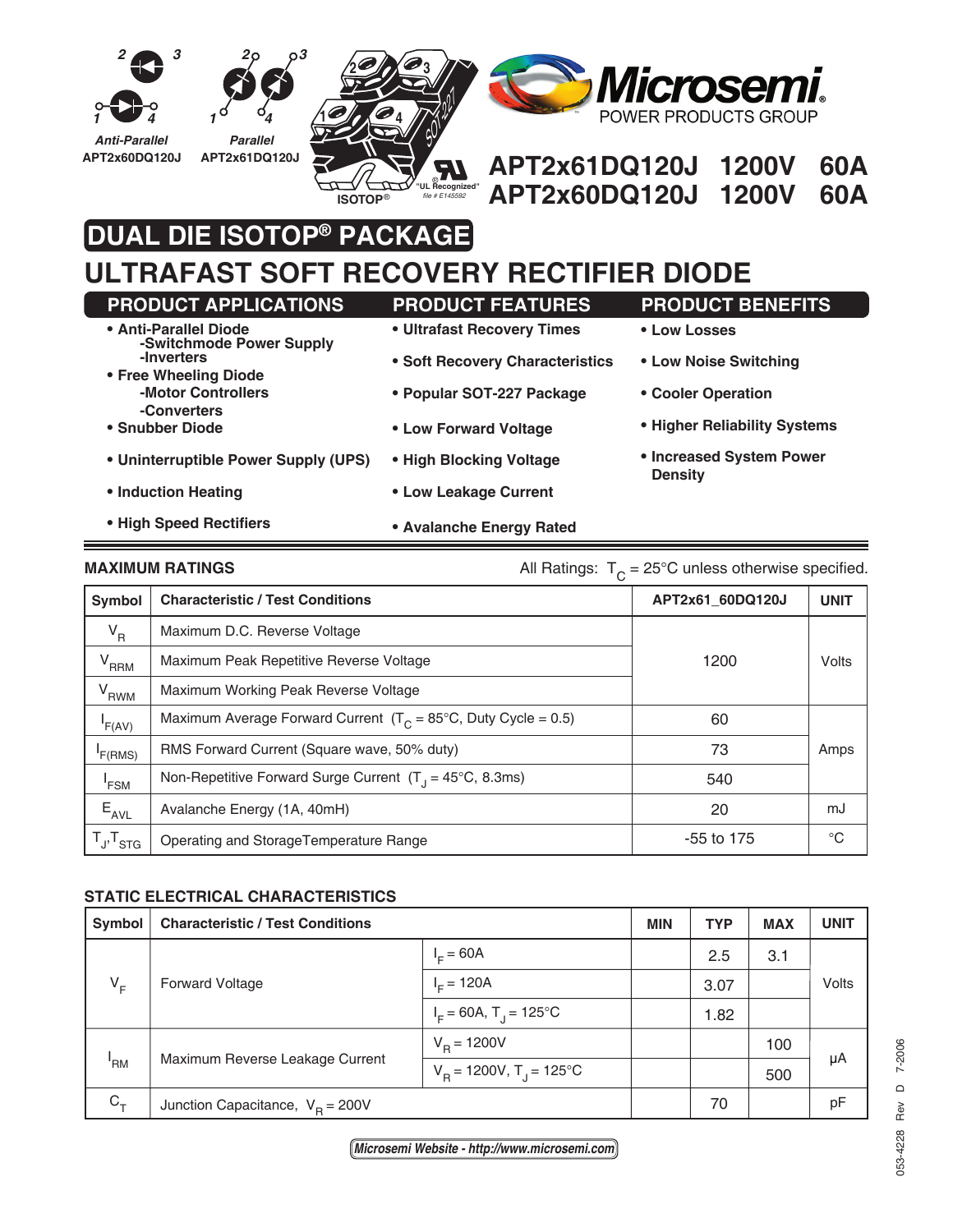Anti-Parallel
APT2x60DQ120J

Parallel
APT2x61DQ120J

ISOTOP®

"UL Recognized" file # E145592

**APT2x61DQ120J 1200V 60A**
**APT2x60DQ120J 1200V 60A**

# DUAL DIE ISOTOP® PACKAGE

# ULTRAFAST SOFT RECOVERY RECTIFIER DIODE

## PRODUCT APPLICATIONS

- **Anti-Parallel Diode**
  - **-Switchmode Power Supply**
  - **-Inverters**
- **Free Wheeling Diode**
  - **-Motor Controllers**
  - **-Converters**
- **Snubber Diode**
- **Uninterruptible Power Supply (UPS)**
- **Induction Heating**
- **High Speed Rectifiers**

## PRODUCT FEATURES

- **Ultrafast Recovery Times**
- **Soft Recovery Characteristics**
- **Popular SOT-227 Package**
- **Low Forward Voltage**
- **High Blocking Voltage**
- **Low Leakage Current**
- **Avalanche Energy Rated**

## PRODUCT BENEFITS

- **Low Losses**
- **Low Noise Switching**
- **Cooler Operation**
- **Higher Reliability Systems**
- **Increased System Power Density**

### MAXIMUM RATINGS

All Ratings: $T_C$ = 25°C unless otherwise specified.

| Symbol | Characteristic / Test Conditions | APT2x61_60DQ120J | UNIT |
|---|---|---|---|
| $V_R$ | Maximum D.C. Reverse Voltage | 1200 | Volts |
| $V_{RRM}$ | Maximum Peak Repetitive Reverse Voltage | | |
| $V_{RWM}$ | Maximum Working Peak Reverse Voltage | | |
| $I_{F(AV)}$ | Maximum Average Forward Current ($T_C$ = 85°C, Duty Cycle = 0.5) | 60 | Amps |
| $I_{F(RMS)}$ | RMS Forward Current (Square wave, 50% duty) | 73 | |
| $I_{FSM}$ | Non-Repetitive Forward Surge Current ($T_J$ = 45°C, 8.3ms) | 540 | |
| $E_{AVL}$ | Avalanche Energy (1A, 40mH) | 20 | mJ |
| $T_J$,$T_{STG}$ | Operating and StorageTemperature Range | -55 to 175 | °C |

### STATIC ELECTRICAL CHARACTERISTICS

| Symbol | Characteristic / Test Conditions | | MIN | TYP | MAX | UNIT |
|---|---|---|---|---|---|---|
| $V_F$ | Forward Voltage | $I_F$ = 60A | | 2.5 | 3.1 | Volts |
| | | $I_F$ = 120A | | 3.07 | | |
| | | $I_F$ = 60A, $T_J$ = 125°C | | 1.82 | | |
| $I_{RM}$ | Maximum Reverse Leakage Current | $V_R$ = 1200V | | | 100 | μA |
| | | $V_R$ = 1200V, $T_J$ = 125°C | | | 500 | |
| $C_T$ | Junction Capacitance, $V_R$ = 200V | | | 70 | | pF |

*Microsemi Website - http://www.microsemi.com*

053-4228 Rev D 7-2006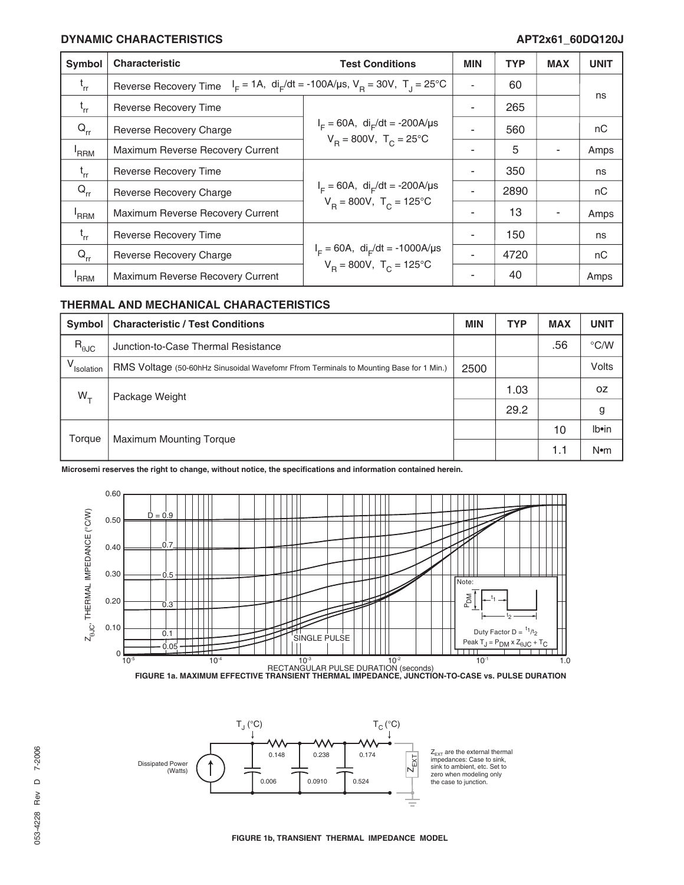## DYNAMIC CHARACTERISTICS

| Symbol | Characteristic | Test Conditions | MIN | TYP | MAX | UNIT |
|---|---|---|---|---|---|---|
| $t_{rr}$ | Reverse Recovery Time | $I_F$ = 1A, $di_F/dt$ = -100A/µs, $V_R$ = 30V, $T_J$ = 25°C | - | 60 | | ns |
| $t_{rr}$ | Reverse Recovery Time | $I_F$ = 60A, $di_F/dt$ = -200A/µs $V_R$ = 800V, $T_C$ = 25°C | - | 265 | | ns |
| $Q_{rr}$ | Reverse Recovery Charge | | - | 560 | | nC |
| $I_{RRM}$ | Maximum Reverse Recovery Current | | - | 5 | - | Amps |
| $t_{rr}$ | Reverse Recovery Time | $I_F$ = 60A, $di_F/dt$ = -200A/µs $V_R$ = 800V, $T_C$ = 125°C | - | 350 | | ns |
| $Q_{rr}$ | Reverse Recovery Charge | | - | 2890 | | nC |
| $I_{RRM}$ | Maximum Reverse Recovery Current | | - | 13 | - | Amps |
| $t_{rr}$ | Reverse Recovery Time | $I_F$ = 60A, $di_F/dt$ = -1000A/µs $V_R$ = 800V, $T_C$ = 125°C | - | 150 | | ns |
| $Q_{rr}$ | Reverse Recovery Charge | | - | 4720 | | nC |
| $I_{RRM}$ | Maximum Reverse Recovery Current | | - | 40 | | Amps |

## THERMAL AND MECHANICAL CHARACTERISTICS

| Symbol | Characteristic / Test Conditions | MIN | TYP | MAX | UNIT |
|---|---|---|---|---|---|
| $R_{\theta JC}$ | Junction-to-Case Thermal Resistance | | | .56 | °C/W |
| $V_{Isolation}$ | RMS Voltage (50-60hHz Sinusoidal Wavefomr Ffrom Terminals to Mounting Base for 1 Min.) | 2500 | | | Volts |
| $W_T$ | Package Weight | | 1.03 | | oz |
| | | | 29.2 | | g |
| Torque | Maximum Mounting Torque | | | 10 | lb•in |
| | | | | 1.1 | N•m |

**Microsemi reserves the right to change, without notice, the specifications and information contained herein.**

**FIGURE 1a. MAXIMUM EFFECTIVE TRANSIENT THERMAL IMPEDANCE, JUNCTION-TO-CASE vs. PULSE DURATION**

**FIGURE 1b, TRANSIENT THERMAL IMPEDANCE MODEL**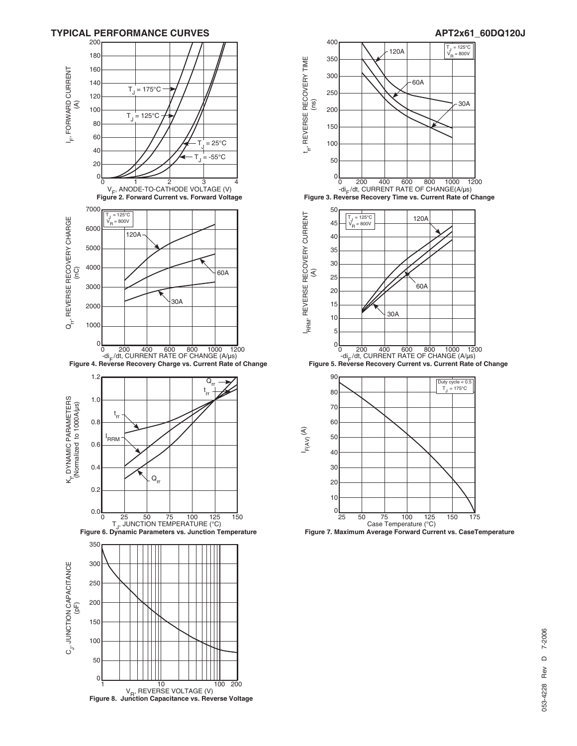## TYPICAL PERFORMANCE CURVES

Figure 2. Forward Current vs. Forward Voltage

Figure 3. Reverse Recovery Time vs. Current Rate of Change

Figure 4. Reverse Recovery Charge vs. Current Rate of Change

Figure 5. Reverse Recovery Current vs. Current Rate of Change

Figure 6. Dynamic Parameters vs. Junction Temperature

Figure 7. Maximum Average Forward Current vs. CaseTemperature

Figure 8. Junction Capacitance vs. Reverse Voltage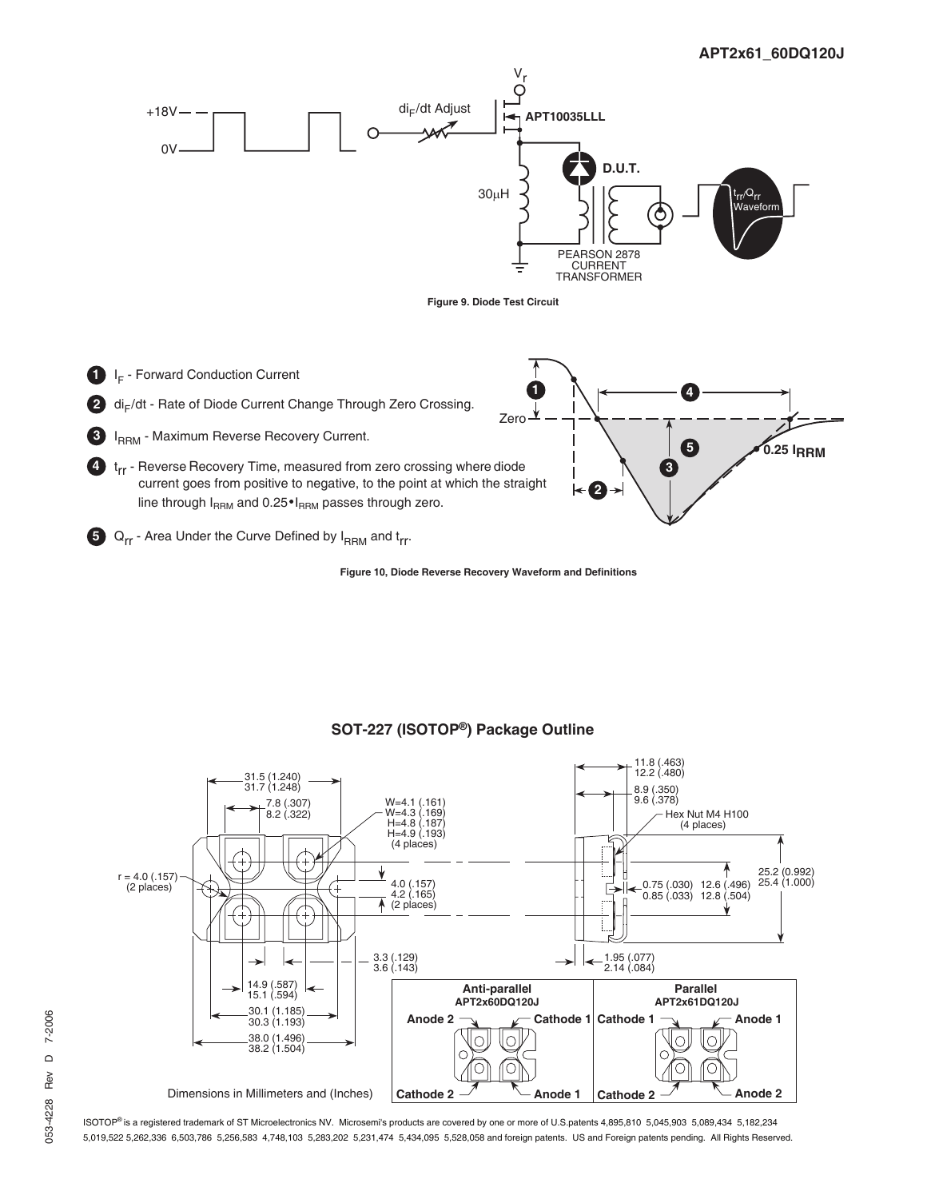+18V

0V

$di_F$/dt Adjust

$V_r$

APT10035LLL

D.U.T.

30μH

PEARSON 2878
CURRENT
TRANSFORMER

$t_{rr}/Q_{rr}$
Waveform

**Figure 9. Diode Test Circuit**

1. $I_F$ - Forward Conduction Current
2. $di_F/dt$ - Rate of Diode Current Change Through Zero Crossing.
3. $I_{RRM}$ - Maximum Reverse Recovery Current.
4. $t_{rr}$ - Reverse Recovery Time, measured from zero crossing where diode current goes from positive to negative, to the point at which the straight line through $I_{RRM}$ and $0.25 \bullet I_{RRM}$ passes through zero.
5. $Q_{rr}$ - Area Under the Curve Defined by $I_{RRM}$ and $t_{rr}$.

Zero

0.25 $I_{RRM}$

**Figure 10, Diode Reverse Recovery Waveform and Definitions**

## SOT-227 (ISOTOP®) Package Outline

31.5 (1.240)
31.7 (1.248)

7.8 (.307)
8.2 (.322)

W=4.1 (.161)
W=4.3 (.169)
H=4.8 (.187)
H=4.9 (.193)
(4 places)

r = 4.0 (.157)
(2 places)

4.0 (.157)
4.2 (.165)
(2 places)

3.3 (.129)
3.6 (.143)

14.9 (.587)
15.1 (.594)

30.1 (1.185)
30.3 (1.193)

38.0 (1.496)
38.2 (1.504)

11.8 (.463)
12.2 (.480)

8.9 (.350)
9.6 (.378)

Hex Nut M4 H100
(4 places)

25.2 (0.992)
25.4 (1.000)

0.75 (.030)
0.85 (.033)

12.6 (.496)
12.8 (.504)

1.95 (.077)
2.14 (.084)

**Anti-parallel**
**APT2x60DQ120J**

Anode 2, Cathode 1, Cathode 2, Anode 1

**Parallel**
**APT2x61DQ120J**

Cathode 1, Anode 1, Cathode 2, Anode 2

Dimensions in Millimeters and (Inches)

ISOTOP® is a registered trademark of ST Microelectronics NV. Microsemi's products are covered by one or more of U.S.patents 4,895,810 5,045,903 5,089,434 5,182,234 5,019,522 5,262,336 6,503,786 5,256,583 4,748,103 5,283,202 5,231,474 5,434,095 5,528,058 and foreign patents. US and Foreign patents pending. All Rights Reserved.